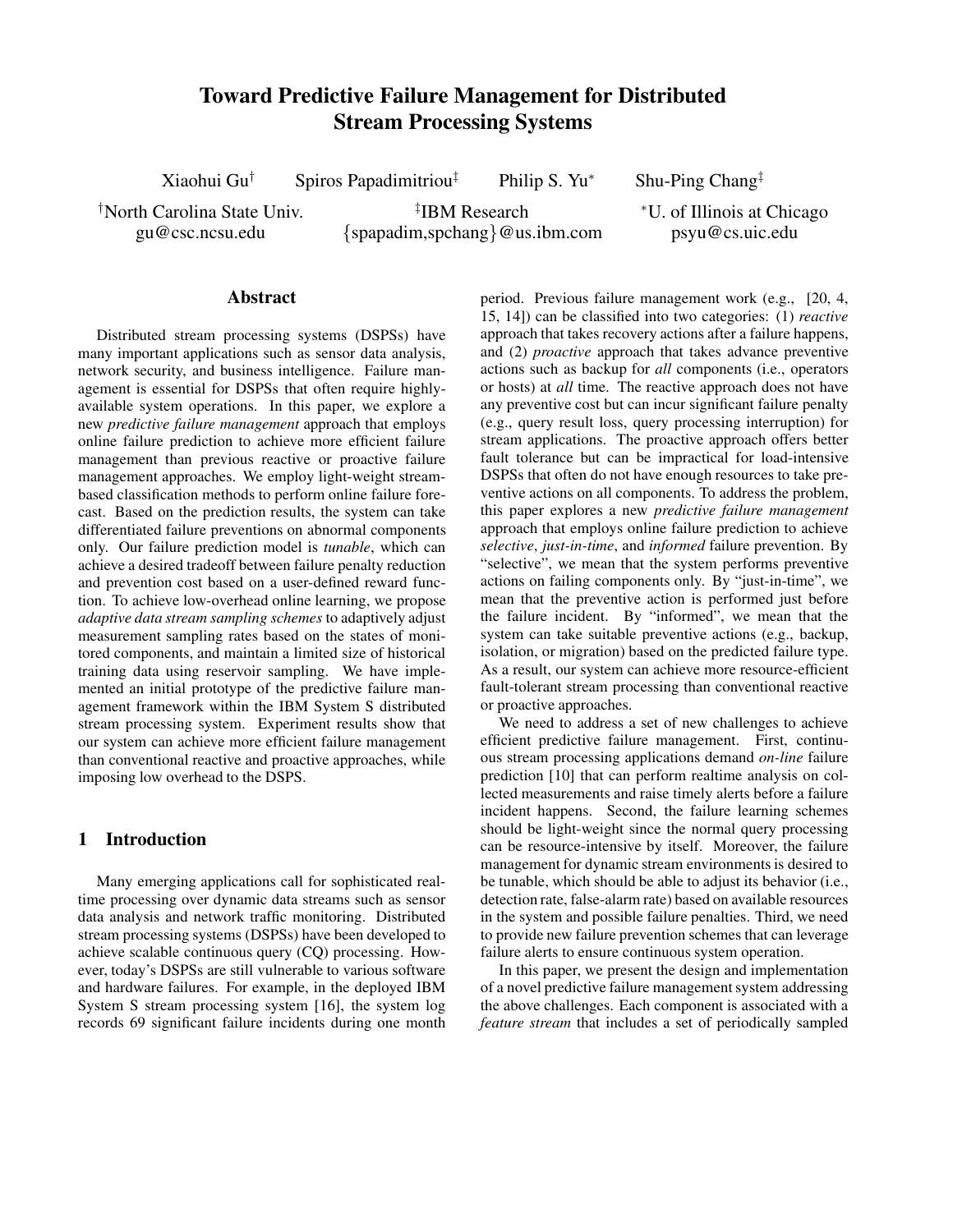# Toward Predictive Failure Management for Distributed Stream Processing Systems

Xiaohui Gu[†] Spiros Papadimitriou[‡] Philip S. Yu[*] Shu-Ping Chang[‡]

[†]North Carolina State Univ. gu@csc.ncsu.edu

[‡]IBM Research {spapadim,spchang}@us.ibm.com

[*]U. of Illinois at Chicago psyu@cs.uic.edu

## Abstract

Distributed stream processing systems (DSPSs) have many important applications such as sensor data analysis, network security, and business intelligence. Failure management is essential for DSPSs that often require highly-available system operations. In this paper, we explore a new *predictive failure management* approach that employs online failure prediction to achieve more efficient failure management than previous reactive or proactive failure management approaches. We employ light-weight stream-based classification methods to perform online failure forecast. Based on the prediction results, the system can take differentiated failure preventions on abnormal components only. Our failure prediction model is *tunable*, which can achieve a desired tradeoff between failure penalty reduction and prevention cost based on a user-defined reward function. To achieve low-overhead online learning, we propose *adaptive data stream sampling schemes* to adaptively adjust measurement sampling rates based on the states of monitored components, and maintain a limited size of historical training data using reservoir sampling. We have implemented an initial prototype of the predictive failure management framework within the IBM System S distributed stream processing system. Experiment results show that our system can achieve more efficient failure management than conventional reactive and proactive approaches, while imposing low overhead to the DSPS.

## 1 Introduction

Many emerging applications call for sophisticated realtime processing over dynamic data streams such as sensor data analysis and network traffic monitoring. Distributed stream processing systems (DSPSs) have been developed to achieve scalable continuous query (CQ) processing. However, today's DSPSs are still vulnerable to various software and hardware failures. For example, in the deployed IBM System S stream processing system [16], the system log records 69 significant failure incidents during one month period. Previous failure management work (e.g., [20, 4, 15, 14]) can be classified into two categories: (1) *reactive* approach that takes recovery actions after a failure happens, and (2) *proactive* approach that takes advance preventive actions such as backup for *all* components (i.e., operators or hosts) at *all* time. The reactive approach does not have any preventive cost but can incur significant failure penalty (e.g., query result loss, query processing interruption) for stream applications. The proactive approach offers better fault tolerance but can be impractical for load-intensive DSPSs that often do not have enough resources to take preventive actions on all components. To address the problem, this paper explores a new *predictive failure management* approach that employs online failure prediction to achieve *selective*, *just-in-time*, and *informed* failure prevention. By "selective", we mean that the system performs preventive actions on failing components only. By "just-in-time", we mean that the preventive action is performed just before the failure incident. By "informed", we mean that the system can take suitable preventive actions (e.g., backup, isolation, or migration) based on the predicted failure type. As a result, our system can achieve more resource-efficient fault-tolerant stream processing than conventional reactive or proactive approaches.

We need to address a set of new challenges to achieve efficient predictive failure management. First, continuous stream processing applications demand *on-line* failure prediction [10] that can perform realtime analysis on collected measurements and raise timely alerts before a failure incident happens. Second, the failure learning schemes should be light-weight since the normal query processing can be resource-intensive by itself. Moreover, the failure management for dynamic stream environments is desired to be tunable, which should be able to adjust its behavior (i.e., detection rate, false-alarm rate) based on available resources in the system and possible failure penalties. Third, we need to provide new failure prevention schemes that can leverage failure alerts to ensure continuous system operation.

In this paper, we present the design and implementation of a novel predictive failure management system addressing the above challenges. Each component is associated with a *feature stream* that includes a set of periodically sampled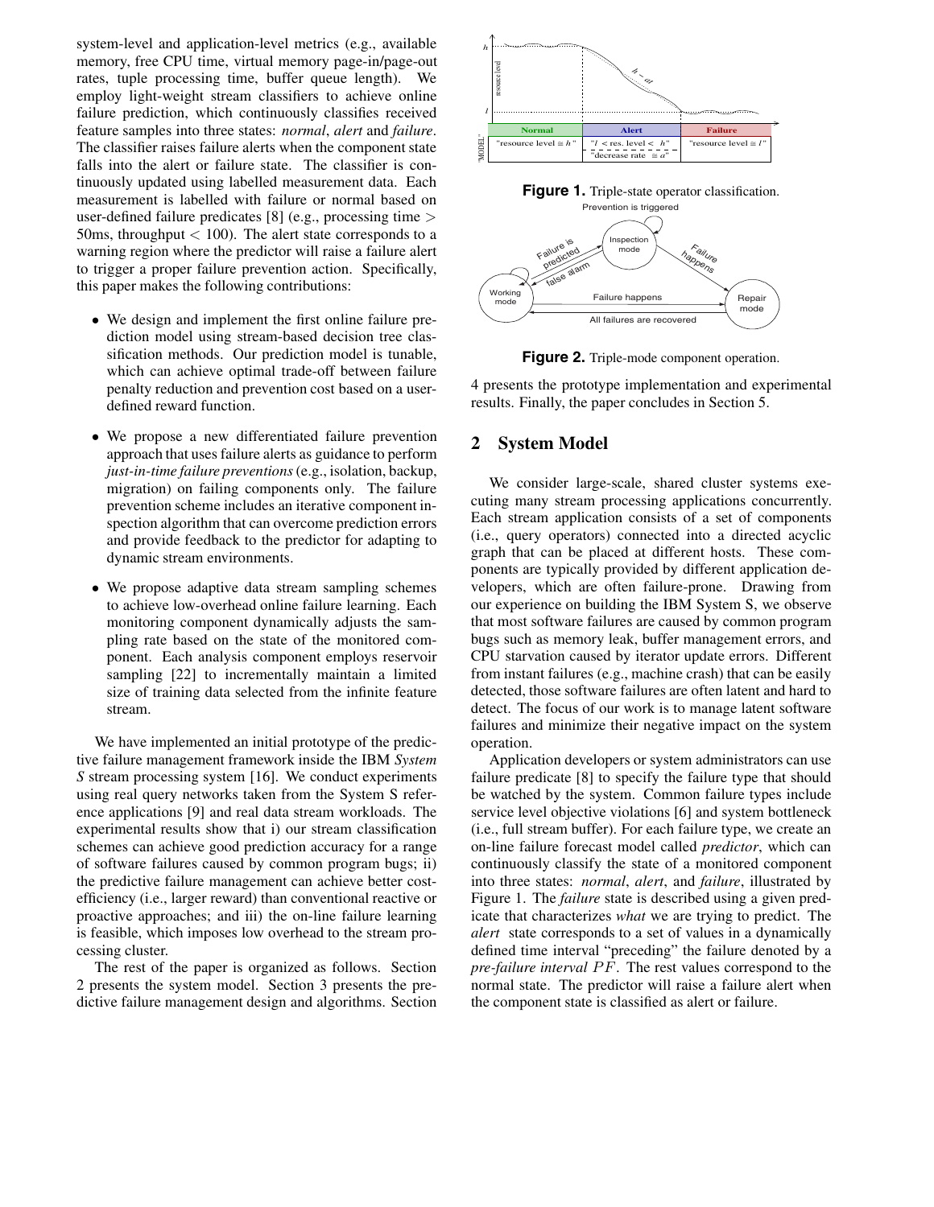system-level and application-level metrics (e.g., available memory, free CPU time, virtual memory page-in/page-out rates, tuple processing time, buffer queue length). We employ light-weight stream classifiers to achieve online failure prediction, which continuously classifies received feature samples into three states: *normal*, *alert* and *failure*. The classifier raises failure alerts when the component state falls into the alert or failure state. The classifier is continuously updated using labelled measurement data. Each measurement is labelled with failure or normal based on user-defined failure predicates [8] (e.g., processing time > 50ms, throughput < 100). The alert state corresponds to a warning region where the predictor will raise a failure alert to trigger a proper failure prevention action. Specifically, this paper makes the following contributions:

- We design and implement the first online failure prediction model using stream-based decision tree classification methods. Our prediction model is tunable, which can achieve optimal trade-off between failure penalty reduction and prevention cost based on a user-defined reward function.
- We propose a new differentiated failure prevention approach that uses failure alerts as guidance to perform *just-in-time failure preventions* (e.g., isolation, backup, migration) on failing components only. The failure prevention scheme includes an iterative component inspection algorithm that can overcome prediction errors and provide feedback to the predictor for adapting to dynamic stream environments.
- We propose adaptive data stream sampling schemes to achieve low-overhead online failure learning. Each monitoring component dynamically adjusts the sampling rate based on the state of the monitored component. Each analysis component employs reservoir sampling [22] to incrementally maintain a limited size of training data selected from the infinite feature stream.

We have implemented an initial prototype of the predictive failure management framework inside the IBM *System S* stream processing system [16]. We conduct experiments using real query networks taken from the System S reference applications [9] and real data stream workloads. The experimental results show that i) our stream classification schemes can achieve good prediction accuracy for a range of software failures caused by common program bugs; ii) the predictive failure management can achieve better cost-efficiency (i.e., larger reward) than conventional reactive or proactive approaches; and iii) the on-line failure learning is feasible, which imposes low overhead to the stream processing cluster.

The rest of the paper is organized as follows. Section 2 presents the system model. Section 3 presents the predictive failure management design and algorithms. Section 4 presents the prototype implementation and experimental results. Finally, the paper concludes in Section 5.

**Figure 1.** Triple-state operator classification.

**Figure 2.** Triple-mode component operation.

## 2 System Model

We consider large-scale, shared cluster systems executing many stream processing applications concurrently. Each stream application consists of a set of components (i.e., query operators) connected into a directed acyclic graph that can be placed at different hosts. These components are typically provided by different application developers, which are often failure-prone. Drawing from our experience on building the IBM System S, we observe that most software failures are caused by common program bugs such as memory leak, buffer management errors, and CPU starvation caused by iterator update errors. Different from instant failures (e.g., machine crash) that can be easily detected, those software failures are often latent and hard to detect. The focus of our work is to manage latent software failures and minimize their negative impact on the system operation.

Application developers or system administrators can use failure predicate [8] to specify the failure type that should be watched by the system. Common failure types include service level objective violations [6] and system bottleneck (i.e., full stream buffer). For each failure type, we create an on-line failure forecast model called *predictor*, which can continuously classify the state of a monitored component into three states: *normal*, *alert*, and *failure*, illustrated by Figure 1. The *failure* state is described using a given predicate that characterizes *what* we are trying to predict. The *alert* state corresponds to a set of values in a dynamically defined time interval "preceding" the failure denoted by a *pre-failure interval* $PF$. The rest values correspond to the normal state. The predictor will raise a failure alert when the component state is classified as alert or failure.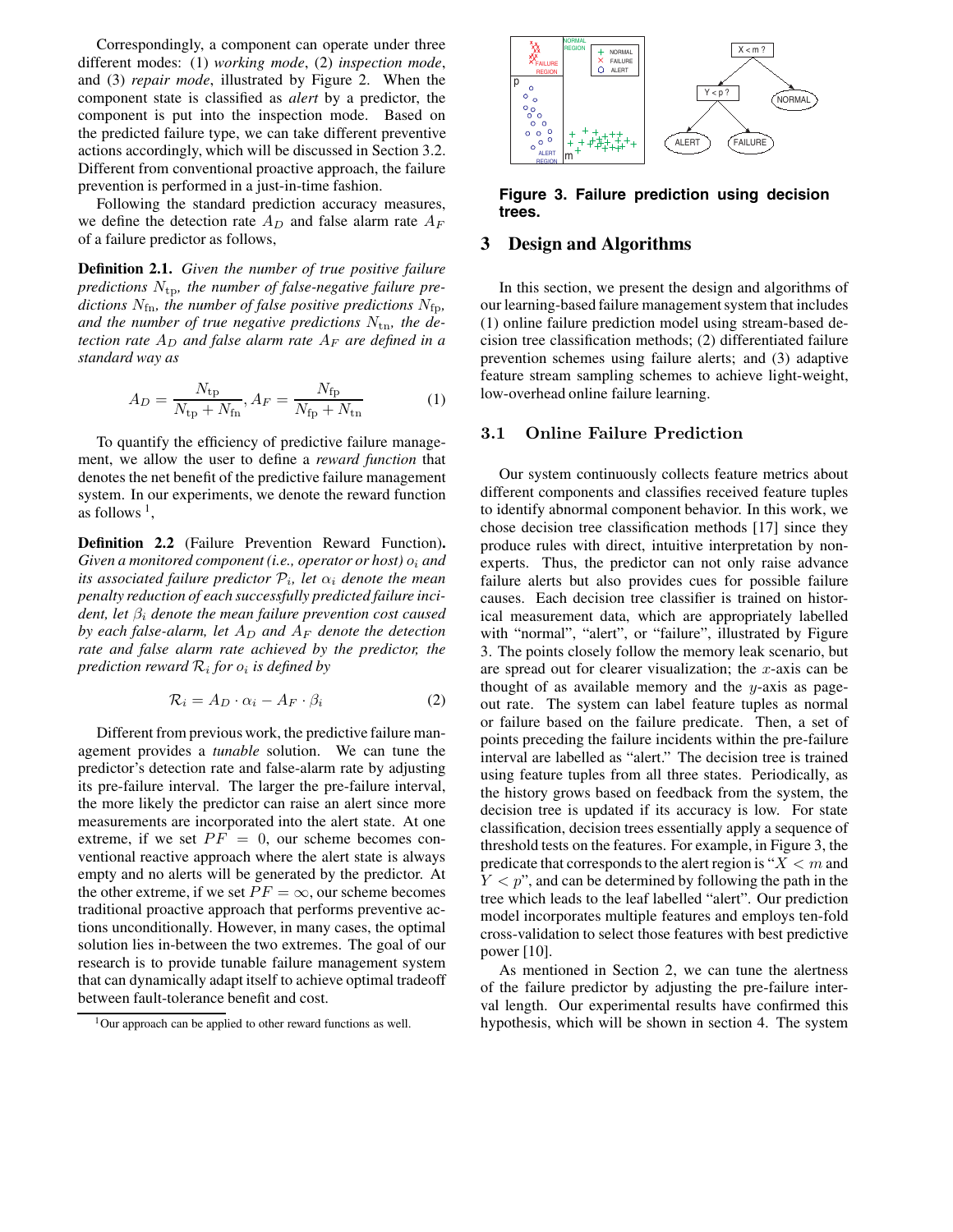Correspondingly, a component can operate under three different modes: (1) *working mode*, (2) *inspection mode*, and (3) *repair mode*, illustrated by Figure 2. When the component state is classified as *alert* by a predictor, the component is put into the inspection mode. Based on the predicted failure type, we can take different preventive actions accordingly, which will be discussed in Section 3.2. Different from conventional proactive approach, the failure prevention is performed in a just-in-time fashion.

Following the standard prediction accuracy measures, we define the detection rate $A_D$ and false alarm rate $A_F$ of a failure predictor as follows,

**Definition 2.1.** *Given the number of true positive failure predictions $N_{\mathrm{tp}}$, the number of false-negative failure predictions $N_{\mathrm{fn}}$, the number of false positive predictions $N_{\mathrm{fp}}$, and the number of true negative predictions $N_{\mathrm{tn}}$, the detection rate $A_D$ and false alarm rate $A_F$ are defined in a standard way as*

$$A_D = \frac{N_{\mathrm{tp}}}{N_{\mathrm{tp}} + N_{\mathrm{fn}}}, A_F = \frac{N_{\mathrm{fp}}}{N_{\mathrm{fp}} + N_{\mathrm{tn}}} \quad (1)$$

To quantify the efficiency of predictive failure management, we allow the user to define a *reward function* that denotes the net benefit of the predictive failure management system. In our experiments, we denote the reward function as follows [1],

**Definition 2.2** (Failure Prevention Reward Function)**.** *Given a monitored component (i.e., operator or host) $o_i$ and its associated failure predictor $\mathcal{P}_i$, let $\alpha_i$ denote the mean penalty reduction of each successfully predicted failure incident, let $\beta_i$ denote the mean failure prevention cost caused by each false-alarm, let $A_D$ and $A_F$ denote the detection rate and false alarm rate achieved by the predictor, the prediction reward $\mathcal{R}_i$ for $o_i$ is defined by*

$$\mathcal{R}_i = A_D \cdot \alpha_i - A_F \cdot \beta_i \quad (2)$$

Different from previous work, the predictive failure management provides a *tunable* solution. We can tune the predictor's detection rate and false-alarm rate by adjusting its pre-failure interval. The larger the pre-failure interval, the more likely the predictor can raise an alert since more measurements are incorporated into the alert state. At one extreme, if we set $PF = 0$, our scheme becomes conventional reactive approach where the alert state is always empty and no alerts will be generated by the predictor. At the other extreme, if we set $PF = \infty$, our scheme becomes traditional proactive approach that performs preventive actions unconditionally. However, in many cases, the optimal solution lies in-between the two extremes. The goal of our research is to provide tunable failure management system that can dynamically adapt itself to achieve optimal tradeoff between fault-tolerance benefit and cost.

[1] Our approach can be applied to other reward functions as well.

**Figure 3. Failure prediction using decision trees.**

## 3 Design and Algorithms

In this section, we present the design and algorithms of our learning-based failure management system that includes (1) online failure prediction model using stream-based decision tree classification methods; (2) differentiated failure prevention schemes using failure alerts; and (3) adaptive feature stream sampling schemes to achieve light-weight, low-overhead online failure learning.

### 3.1 Online Failure Prediction

Our system continuously collects feature metrics about different components and classifies received feature tuples to identify abnormal component behavior. In this work, we chose decision tree classification methods [17] since they produce rules with direct, intuitive interpretation by non-experts. Thus, the predictor can not only raise advance failure alerts but also provides cues for possible failure causes. Each decision tree classifier is trained on historical measurement data, which are appropriately labelled with "normal", "alert", or "failure", illustrated by Figure 3. The points closely follow the memory leak scenario, but are spread out for clearer visualization; the $x$-axis can be thought of as available memory and the $y$-axis as page-out rate. The system can label feature tuples as normal or failure based on the failure predicate. Then, a set of points preceding the failure incidents within the pre-failure interval are labelled as "alert." The decision tree is trained using feature tuples from all three states. Periodically, as the history grows based on feedback from the system, the decision tree is updated if its accuracy is low. For state classification, decision trees essentially apply a sequence of threshold tests on the features. For example, in Figure 3, the predicate that corresponds to the alert region is "$X < m$ and $Y < p$", and can be determined by following the path in the tree which leads to the leaf labelled "alert". Our prediction model incorporates multiple features and employs ten-fold cross-validation to select those features with best predictive power [10].

As mentioned in Section 2, we can tune the alertness of the failure predictor by adjusting the pre-failure interval length. Our experimental results have confirmed this hypothesis, which will be shown in section 4. The system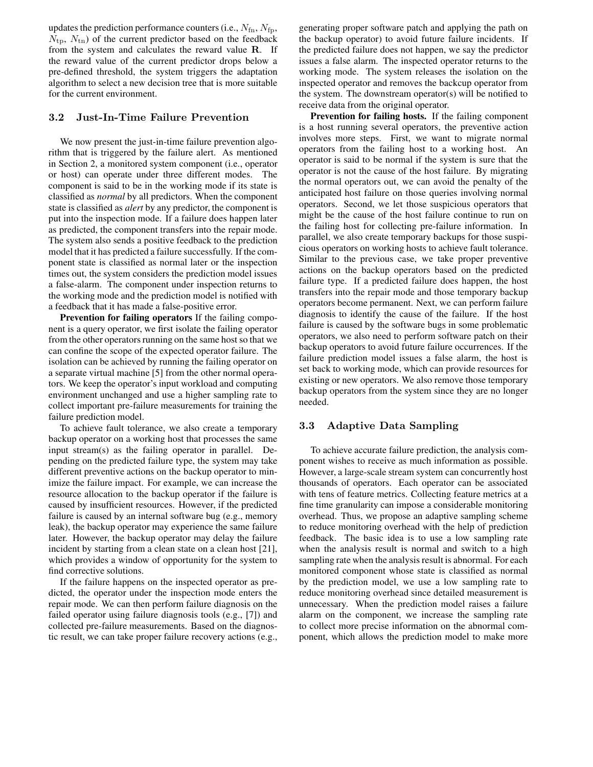updates the prediction performance counters (i.e., $N_{\text{fn}}$, $N_{\text{fp}}$, $N_{\text{tp}}$, $N_{\text{tn}}$) of the current predictor based on the feedback from the system and calculates the reward value $\mathbf{R}$. If the reward value of the current predictor drops below a pre-defined threshold, the system triggers the adaptation algorithm to select a new decision tree that is more suitable for the current environment.

### 3.2 Just-In-Time Failure Prevention

We now present the just-in-time failure prevention algorithm that is triggered by the failure alert. As mentioned in Section 2, a monitored system component (i.e., operator or host) can operate under three different modes. The component is said to be in the working mode if its state is classified as *normal* by all predictors. When the component state is classified as *alert* by any predictor, the component is put into the inspection mode. If a failure does happen later as predicted, the component transfers into the repair mode. The system also sends a positive feedback to the prediction model that it has predicted a failure successfully. If the component state is classified as normal later or the inspection times out, the system considers the prediction model issues a false-alarm. The component under inspection returns to the working mode and the prediction model is notified with a feedback that it has made a false-positive error.

**Prevention for failing operators** If the failing component is a query operator, we first isolate the failing operator from the other operators running on the same host so that we can confine the scope of the expected operator failure. The isolation can be achieved by running the failing operator on a separate virtual machine [5] from the other normal operators. We keep the operator's input workload and computing environment unchanged and use a higher sampling rate to collect important pre-failure measurements for training the failure prediction model.

To achieve fault tolerance, we also create a temporary backup operator on a working host that processes the same input stream(s) as the failing operator in parallel. Depending on the predicted failure type, the system may take different preventive actions on the backup operator to minimize the failure impact. For example, we can increase the resource allocation to the backup operator if the failure is caused by insufficient resources. However, if the predicted failure is caused by an internal software bug (e.g., memory leak), the backup operator may experience the same failure later. However, the backup operator may delay the failure incident by starting from a clean state on a clean host [21], which provides a window of opportunity for the system to find corrective solutions.

If the failure happens on the inspected operator as predicted, the operator under the inspection mode enters the repair mode. We can then perform failure diagnosis on the failed operator using failure diagnosis tools (e.g., [7]) and collected pre-failure measurements. Based on the diagnostic result, we can take proper failure recovery actions (e.g., generating proper software patch and applying the path on the backup operator) to avoid future failure incidents. If the predicted failure does not happen, we say the predictor issues a false alarm. The inspected operator returns to the working mode. The system releases the isolation on the inspected operator and removes the backcup operator from the system. The downstream operator(s) will be notified to receive data from the original operator.

**Prevention for failing hosts.** If the failing component is a host running several operators, the preventive action involves more steps. First, we want to migrate normal operators from the failing host to a working host. An operator is said to be normal if the system is sure that the operator is not the cause of the host failure. By migrating the normal operators out, we can avoid the penalty of the anticipated host failure on those queries involving normal operators. Second, we let those suspicious operators that might be the cause of the host failure continue to run on the failing host for collecting pre-failure information. In parallel, we also create temporary backups for those suspicious operators on working hosts to achieve fault tolerance. Similar to the previous case, we take proper preventive actions on the backup operators based on the predicted failure type. If a predicted failure does happen, the host transfers into the repair mode and those temporary backup operators become permanent. Next, we can perform failure diagnosis to identify the cause of the failure. If the host failure is caused by the software bugs in some problematic operators, we also need to perform software patch on their backup operators to avoid future failure occurrences. If the failure prediction model issues a false alarm, the host is set back to working mode, which can provide resources for existing or new operators. We also remove those temporary backup operators from the system since they are no longer needed.

### 3.3 Adaptive Data Sampling

To achieve accurate failure prediction, the analysis component wishes to receive as much information as possible. However, a large-scale stream system can concurrently host thousands of operators. Each operator can be associated with tens of feature metrics. Collecting feature metrics at a fine time granularity can impose a considerable monitoring overhead. Thus, we propose an adaptive sampling scheme to reduce monitoring overhead with the help of prediction feedback. The basic idea is to use a low sampling rate when the analysis result is normal and switch to a high sampling rate when the analysis result is abnormal. For each monitored component whose state is classified as normal by the prediction model, we use a low sampling rate to reduce monitoring overhead since detailed measurement is unnecessary. When the prediction model raises a failure alarm on the component, we increase the sampling rate to collect more precise information on the abnormal component, which allows the prediction model to make more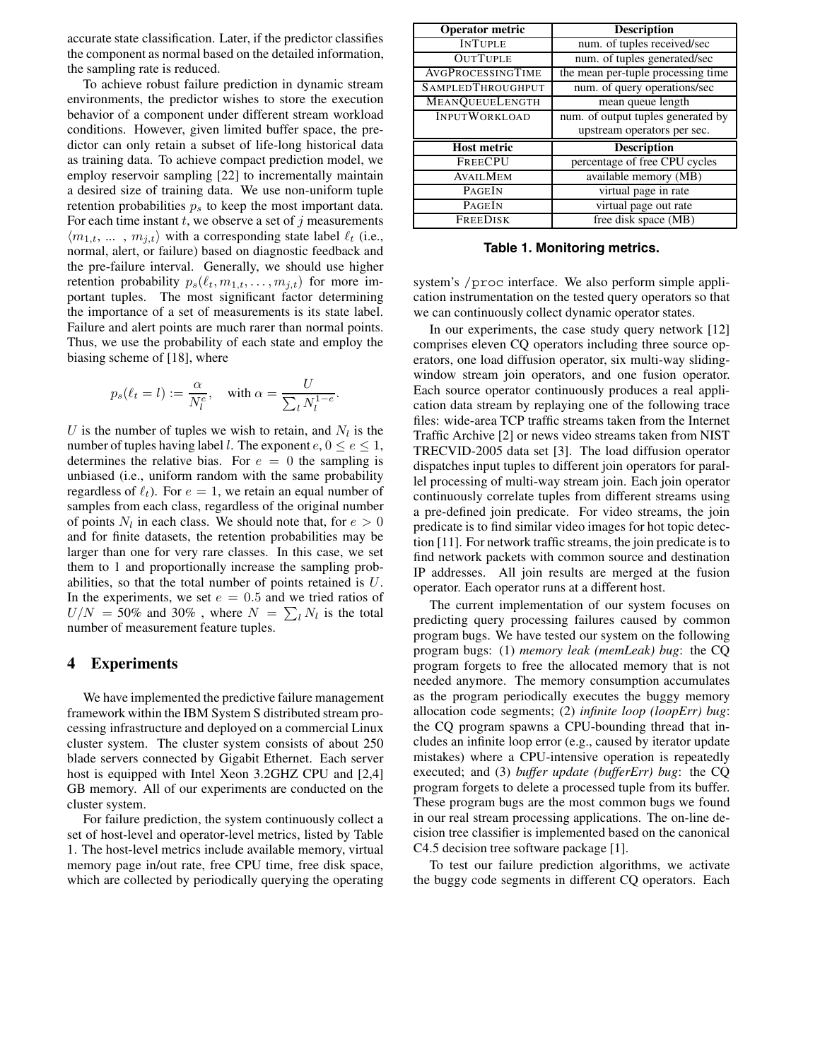accurate state classification. Later, if the predictor classifies the component as normal based on the detailed information, the sampling rate is reduced.

To achieve robust failure prediction in dynamic stream environments, the predictor wishes to store the execution behavior of a component under different stream workload conditions. However, given limited buffer space, the predictor can only retain a subset of life-long historical data as training data. To achieve compact prediction model, we employ reservoir sampling [22] to incrementally maintain a desired size of training data. We use non-uniform tuple retention probabilities $p_s$ to keep the most important data. For each time instant $t$, we observe a set of $j$ measurements $\langle m_{1,t}, ... , m_{j,t}\rangle$ with a corresponding state label $\ell_t$ (i.e., normal, alert, or failure) based on diagnostic feedback and the pre-failure interval. Generally, we should use higher retention probability $p_s(\ell_t, m_{1,t}, \ldots, m_{j,t})$ for more important tuples. The most significant factor determining the importance of a set of measurements is its state label. Failure and alert points are much rarer than normal points. Thus, we use the probability of each state and employ the biasing scheme of [18], where

$$p_s(\ell_t = l) := \frac{\alpha}{N_l^e}, \quad \text{with } \alpha = \frac{U}{\sum_l N_l^{1-e}}.$$

$U$ is the number of tuples we wish to retain, and $N_l$ is the number of tuples having label $l$. The exponent $e$, $0 \le e \le 1$, determines the relative bias. For $e = 0$ the sampling is unbiased (i.e., uniform random with the same probability regardless of $\ell_t$). For $e = 1$, we retain an equal number of samples from each class, regardless of the original number of points $N_l$ in each class. We should note that, for $e > 0$ and for finite datasets, the retention probabilities may be larger than one for very rare classes. In this case, we set them to 1 and proportionally increase the sampling probabilities, so that the total number of points retained is $U$. In the experiments, we set $e = 0.5$ and we tried ratios of $U/N = 50\%$ and 30% , where $N = \sum_l N_l$ is the total number of measurement feature tuples.

## 4 Experiments

We have implemented the predictive failure management framework within the IBM System S distributed stream processing infrastructure and deployed on a commercial Linux cluster system. The cluster system consists of about 250 blade servers connected by Gigabit Ethernet. Each server host is equipped with Intel Xeon 3.2GHZ CPU and [2,4] GB memory. All of our experiments are conducted on the cluster system.

For failure prediction, the system continuously collect a set of host-level and operator-level metrics, listed by Table 1. The host-level metrics include available memory, virtual memory page in/out rate, free CPU time, free disk space, which are collected by periodically querying the operating system's `/proc` interface. We also perform simple application instrumentation on the tested query operators so that we can continuously collect dynamic operator states.

| Operator metric | Description |
|---|---|
| INTUPLE | num. of tuples received/sec |
| OUTTUPLE | num. of tuples generated/sec |
| AVGPROCESSINGTIME | the mean per-tuple processing time |
| SAMPLEDTHROUGHPUT | num. of query operations/sec |
| MEANQUEUELENGTH | mean queue length |
| INPUTWORKLOAD | num. of output tuples generated by upstream operators per sec. |
| **Host metric** | **Description** |
| FREECPU | percentage of free CPU cycles |
| AVAILMEM | available memory (MB) |
| PAGEIN | virtual page in rate |
| PAGEIN | virtual page out rate |
| FREEDISK | free disk space (MB) |

**Table 1. Monitoring metrics.**

In our experiments, the case study query network [12] comprises eleven CQ operators including three source operators, one load diffusion operator, six multi-way sliding-window stream join operators, and one fusion operator. Each source operator continuously produces a real application data stream by replaying one of the following trace files: wide-area TCP traffic streams taken from the Internet Traffic Archive [2] or news video streams taken from NIST TRECVID-2005 data set [3]. The load diffusion operator dispatches input tuples to different join operators for parallel processing of multi-way stream join. Each join operator continuously correlate tuples from different streams using a pre-defined join predicate. For video streams, the join predicate is to find similar video images for hot topic detection [11]. For network traffic streams, the join predicate is to find network packets with common source and destination IP addresses. All join results are merged at the fusion operator. Each operator runs at a different host.

The current implementation of our system focuses on predicting query processing failures caused by common program bugs. We have tested our system on the following program bugs: (1) *memory leak (memLeak) bug*: the CQ program forgets to free the allocated memory that is not needed anymore. The memory consumption accumulates as the program periodically executes the buggy memory allocation code segments; (2) *infinite loop (loopErr) bug*: the CQ program spawns a CPU-bounding thread that includes an infinite loop error (e.g., caused by iterator update mistakes) where a CPU-intensive operation is repeatedly executed; and (3) *buffer update (bufferErr) bug*: the CQ program forgets to delete a processed tuple from its buffer. These program bugs are the most common bugs we found in our real stream processing applications. The on-line decision tree classifier is implemented based on the canonical C4.5 decision tree software package [1].

To test our failure prediction algorithms, we activate the buggy code segments in different CQ operators. Each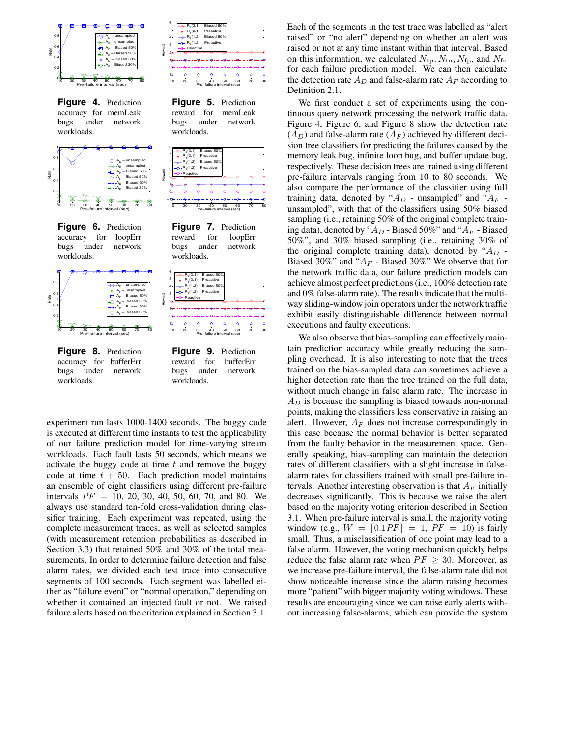Figure 4. Prediction accuracy for memLeak bugs under network workloads.

Figure 5. Prediction reward for memLeak bugs under network workloads.

Figure 6. Prediction accuracy for loopErr bugs under network workloads.

Figure 7. Prediction reward for loopErr bugs under network workloads.

Figure 8. Prediction accuracy for bufferErr bugs under network workloads.

Figure 9. Prediction reward for bufferErr bugs under network workloads.

experiment run lasts 1000-1400 seconds. The buggy code is executed at different time instants to test the applicability of our failure prediction model for time-varying stream workloads. Each fault lasts 50 seconds, which means we activate the buggy code at time $t$ and remove the buggy code at time $t + 50$. Each prediction model maintains an ensemble of eight classifiers using different pre-failure intervals $PF = 10$, 20, 30, 40, 50, 60, 70, and 80. We always use standard ten-fold cross-validation during classifier training. Each experiment was repeated, using the complete measurement traces, as well as selected samples (with measurement retention probabilities as described in Section 3.3) that retained 50% and 30% of the total measurements. In order to determine failure detection and false alarm rates, we divided each test trace into consecutive segments of 100 seconds. Each segment was labelled either as "failure event" or "normal operation," depending on whether it contained an injected fault or not. We raised failure alerts based on the criterion explained in Section 3.1.

Each of the segments in the test trace was labelled as "alert raised" or "no alert" depending on whether an alert was raised or not at any time instant within that interval. Based on this information, we calculated $N_{\text{tp}}, N_{\text{tn}}, N_{\text{fp}}$, and $N_{\text{fn}}$ for each failure prediction model. We can then calculate the detection rate $A_D$ and false-alarm rate $A_F$ according to Definition 2.1.

We first conduct a set of experiments using the continuous query network processing the network traffic data. Figure 4, Figure 6, and Figure 8 show the detection rate ($A_D$) and false-alarm rate ($A_F$) achieved by different decision tree classifiers for predicting the failures caused by the memory leak bug, infinite loop bug, and buffer update bug, respectively. These decision trees are trained using different pre-failure intervals ranging from 10 to 80 seconds. We also compare the performance of the classifier using full training data, denoted by "$A_D$ - unsampled" and "$A_F$ - unsampled", with that of the classifiers using 50% biased sampling (i.e., retaining 50% of the original complete training data), denoted by "$A_D$ - Biased 50%" and "$A_F$ - Biased 50%", and 30% biased sampling (i.e., retaining 30% of the original complete training data), denoted by "$A_D$ - Biased 30%" and "$A_F$ - Biased 30%" We observe that for the network traffic data, our failure prediction models can achieve almost perfect predictions (i.e., 100% detection rate and 0% false-alarm rate). The results indicate that the multi-way sliding-window join operators under the network traffic exhibit easily distinguishable difference between normal executions and faulty executions.

We also observe that bias-sampling can effectively maintain prediction accuracy while greatly reducing the sampling overhead. It is also interesting to note that the trees trained on the bias-sampled data can sometimes achieve a higher detection rate than the tree trained on the full data, without much change in false alarm rate. The increase in $A_D$ is because the sampling is biased towards non-normal points, making the classifiers less conservative in raising an alert. However, $A_F$ does not increase correspondingly in this case because the normal behavior is better separated from the faulty behavior in the measurement space. Generally speaking, bias-sampling can maintain the detection rates of different classifiers with a slight increase in false-alarm rates for classifiers trained with small pre-failure intervals. Another interesting observation is that $A_F$ initially decreases significantly. This is because we raise the alert based on the majority voting criterion described in Section 3.1. When pre-failure interval is small, the majority voting window (e.g., $W = \lceil 0.1PF \rceil = 1$, $PF = 10$) is fairly small. Thus, a misclassification of one point may lead to a false alarm. However, the voting mechanism quickly helps reduce the false alarm rate when $PF \geq 30$. Moreover, as we increase pre-failure interval, the false-alarm rate did not show noticeable increase since the alarm raising becomes more "patient" with bigger majority voting windows. These results are encouraging since we can raise early alerts without increasing false-alarms, which can provide the system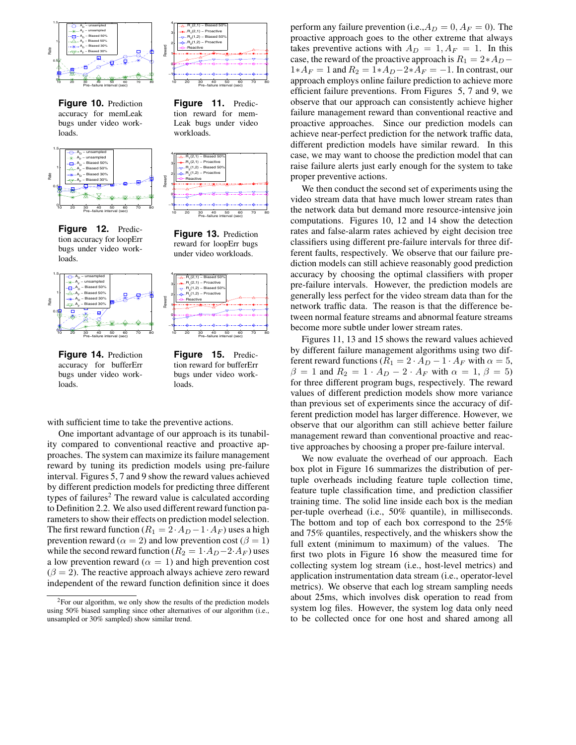**Figure 10.** Prediction accuracy for memLeak bugs under video workloads.

**Figure 11.** Prediction reward for memLeak bugs under video workloads.

**Figure 12.** Prediction accuracy for loopErr bugs under video workloads.

**Figure 13.** Prediction reward for loopErr bugs under video workloads.

**Figure 14.** Prediction accuracy for bufferErr bugs under video workloads.

**Figure 15.** Prediction reward for bufferErr bugs under video workloads.

with sufficient time to take the preventive actions.

One important advantage of our approach is its tunability compared to conventional reactive and proactive approaches. The system can maximize its failure management reward by tuning its prediction models using pre-failure interval. Figures 5, 7 and 9 show the reward values achieved by different prediction models for predicting three different types of failures[2] The reward value is calculated according to Definition 2.2. We also used different reward function parameters to show their effects on prediction model selection. The first reward function ($R_1 = 2 \cdot A_D - 1 \cdot A_F$) uses a high prevention reward ($\alpha = 2$) and low prevention cost ($\beta = 1$) while the second reward function ($R_2 = 1 \cdot A_D - 2 \cdot A_F$) uses a low prevention reward ($\alpha = 1$) and high prevention cost ($\beta = 2$). The reactive approach always achieve zero reward independent of the reward function definition since it does perform any failure prevention (i.e., $A_D = 0, A_F = 0$). The proactive approach goes to the other extreme that always takes preventive actions with $A_D = 1, A_F = 1$. In this case, the reward of the proactive approach is $R_1 = 2*A_D - 1*A_F = 1$ and $R_2 = 1*A_D - 2*A_F = -1$. In contrast, our approach employs online failure prediction to achieve more efficient failure preventions. From Figures 5, 7 and 9, we observe that our approach can consistently achieve higher failure management reward than conventional reactive and proactive approaches. Since our prediction models can achieve near-perfect prediction for the network traffic data, different prediction models have similar reward. In this case, we may want to choose the prediction model that can raise failure alerts just early enough for the system to take proper preventive actions.

[2]For our algorithm, we only show the results of the prediction models using 50% biased sampling since other alternatives of our algorithm (i.e., unsampled or 30% sampled) show similar trend.

We then conduct the second set of experiments using the video stream data that have much lower stream rates than the network data but demand more resource-intensive join computations. Figures 10, 12 and 14 show the detection rates and false-alarm rates achieved by eight decision tree classifiers using different pre-failure intervals for three different faults, respectively. We observe that our failure prediction models can still achieve reasonably good prediction accuracy by choosing the optimal classifiers with proper pre-failure intervals. However, the prediction models are generally less perfect for the video stream data than for the network traffic data. The reason is that the difference between normal feature streams and abnormal feature streams become more subtle under lower stream rates.

Figures 11, 13 and 15 shows the reward values achieved by different failure management algorithms using two different reward functions ($R_1 = 2 \cdot A_D - 1 \cdot A_F$ with $\alpha = 5$, $\beta = 1$ and $R_2 = 1 \cdot A_D - 2 \cdot A_F$ with $\alpha = 1$, $\beta = 5$) for three different program bugs, respectively. The reward values of different prediction models show more variance than previous set of experiments since the accuracy of different prediction model has larger difference. However, we observe that our algorithm can still achieve better failure management reward than conventional proactive and reactive approaches by choosing a proper pre-failure interval.

We now evaluate the overhead of our approach. Each box plot in Figure 16 summarizes the distribution of per-tuple overheads including feature tuple collection time, feature tuple classification time, and prediction classifier training time. The solid line inside each box is the median per-tuple overhead (i.e., 50% quantile), in milliseconds. The bottom and top of each box correspond to the 25% and 75% quantiles, respectively, and the whiskers show the full extent (minimum to maximum) of the values. The first two plots in Figure 16 show the measured time for collecting system log stream (i.e., host-level metrics) and application instrumentation data stream (i.e., operator-level metrics). We observe that each log stream sampling needs about 25ms, which involves disk operation to read from system log files. However, the system log data only need to be collected once for one host and shared among all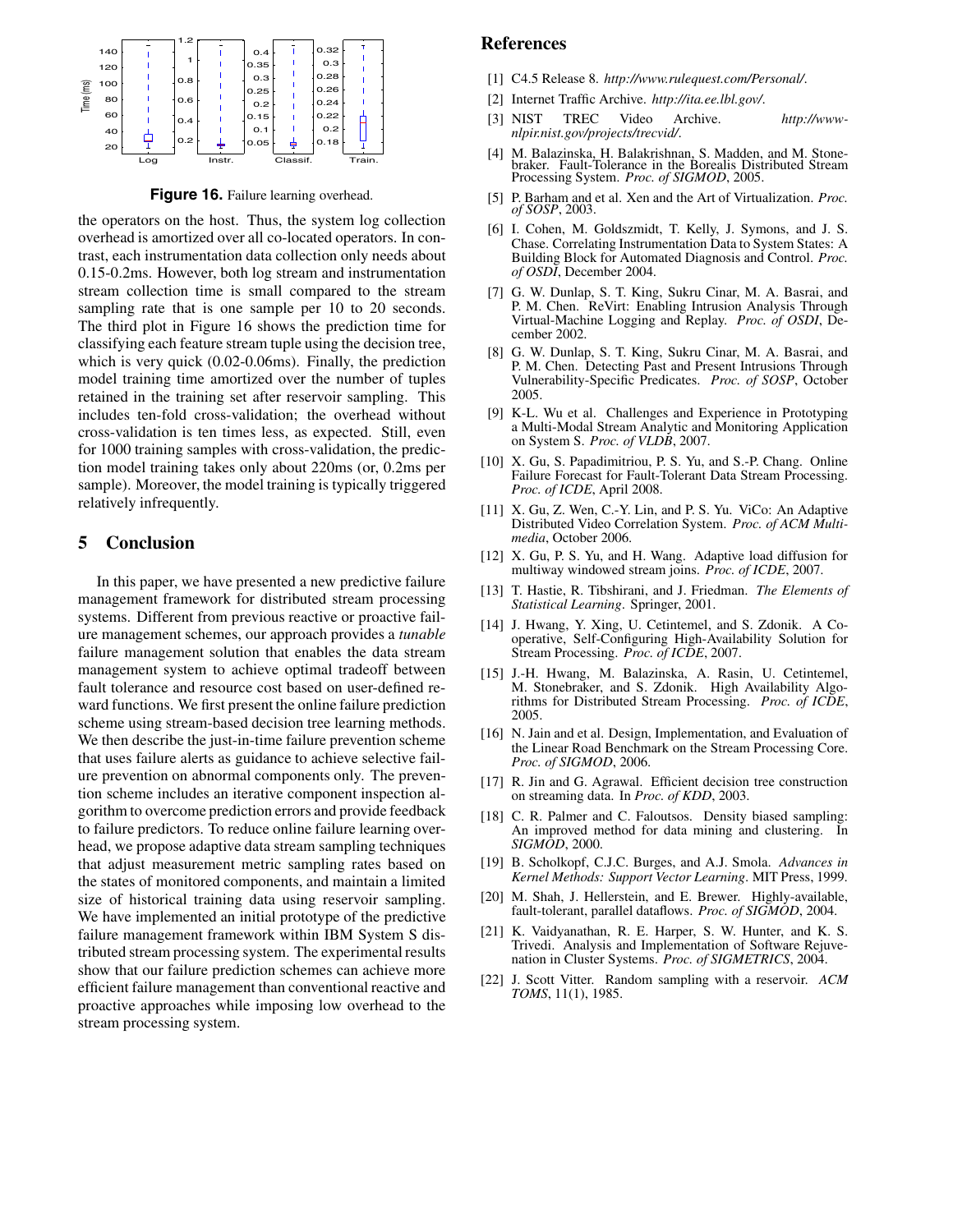Time (ms)

140
120
100
80
60
40
20

1.2
1
0.8
0.6
0.4
0.2

0.4
0.35
0.3
0.25
0.2
0.15
0.1
0.05

0.32
0.3
0.28
0.26
0.24
0.22
0.2
0.18

Log Instr. Classif. Train.

**Figure 16.** Failure learning overhead.

the operators on the host. Thus, the system log collection overhead is amortized over all co-located operators. In contrast, each instrumentation data collection only needs about 0.15-0.2ms. However, both log stream and instrumentation stream collection time is small compared to the stream sampling rate that is one sample per 10 to 20 seconds. The third plot in Figure 16 shows the prediction time for classifying each feature stream tuple using the decision tree, which is very quick (0.02-0.06ms). Finally, the prediction model training time amortized over the number of tuples retained in the training set after reservoir sampling. This includes ten-fold cross-validation; the overhead without cross-validation is ten times less, as expected. Still, even for 1000 training samples with cross-validation, the prediction model training takes only about 220ms (or, 0.2ms per sample). Moreover, the model training is typically triggered relatively infrequently.

## 5 Conclusion

In this paper, we have presented a new predictive failure management framework for distributed stream processing systems. Different from previous reactive or proactive failure management schemes, our approach provides a *tunable* failure management solution that enables the data stream management system to achieve optimal tradeoff between fault tolerance and resource cost based on user-defined reward functions. We first present the online failure prediction scheme using stream-based decision tree learning methods. We then describe the just-in-time failure prevention scheme that uses failure alerts as guidance to achieve selective failure prevention on abnormal components only. The prevention scheme includes an iterative component inspection algorithm to overcome prediction errors and provide feedback to failure predictors. To reduce online failure learning overhead, we propose adaptive data stream sampling techniques that adjust measurement metric sampling rates based on the states of monitored components, and maintain a limited size of historical training data using reservoir sampling. We have implemented an initial prototype of the predictive failure management framework within IBM System S distributed stream processing system. The experimental results show that our failure prediction schemes can achieve more efficient failure management than conventional reactive and proactive approaches while imposing low overhead to the stream processing system.

## References

[1] C4.5 Release 8. *http://www.rulequest.com/Personal/*.

[2] Internet Traffic Archive. *http://ita.ee.lbl.gov/*.

[3] NIST TREC Video Archive. *http://www-nlpir.nist.gov/projects/trecvid/*.

[4] M. Balazinska, H. Balakrishnan, S. Madden, and M. Stonebraker. Fault-Tolerance in the Borealis Distributed Stream Processing System. *Proc. of SIGMOD*, 2005.

[5] P. Barham and et al. Xen and the Art of Virtualization. *Proc. of SOSP*, 2003.

[6] I. Cohen, M. Goldszmidt, T. Kelly, J. Symons, and J. S. Chase. Correlating Instrumentation Data to System States: A Building Block for Automated Diagnosis and Control. *Proc. of OSDI*, December 2004.

[7] G. W. Dunlap, S. T. King, Sukru Cinar, M. A. Basrai, and P. M. Chen. ReVirt: Enabling Intrusion Analysis Through Virtual-Machine Logging and Replay. *Proc. of OSDI*, December 2002.

[8] G. W. Dunlap, S. T. King, Sukru Cinar, M. A. Basrai, and P. M. Chen. Detecting Past and Present Intrusions Through Vulnerability-Specific Predicates. *Proc. of SOSP*, October 2005.

[9] K-L. Wu et al. Challenges and Experience in Prototyping a Multi-Modal Stream Analytic and Monitoring Application on System S. *Proc. of VLDB*, 2007.

[10] X. Gu, S. Papadimitriou, P. S. Yu, and S.-P. Chang. Online Failure Forecast for Fault-Tolerant Data Stream Processing. *Proc. of ICDE*, April 2008.

[11] X. Gu, Z. Wen, C.-Y. Lin, and P. S. Yu. ViCo: An Adaptive Distributed Video Correlation System. *Proc. of ACM Multimedia*, October 2006.

[12] X. Gu, P. S. Yu, and H. Wang. Adaptive load diffusion for multiway windowed stream joins. *Proc. of ICDE*, 2007.

[13] T. Hastie, R. Tibshirani, and J. Friedman. *The Elements of Statistical Learning*. Springer, 2001.

[14] J. Hwang, Y. Xing, U. Cetintemel, and S. Zdonik. A Cooperative, Self-Configuring High-Availability Solution for Stream Processing. *Proc. of ICDE*, 2007.

[15] J.-H. Hwang, M. Balazinska, A. Rasin, U. Cetintemel, M. Stonebraker, and S. Zdonik. High Availability Algorithms for Distributed Stream Processing. *Proc. of ICDE*, 2005.

[16] N. Jain and et al. Design, Implementation, and Evaluation of the Linear Road Benchmark on the Stream Processing Core. *Proc. of SIGMOD*, 2006.

[17] R. Jin and G. Agrawal. Efficient decision tree construction on streaming data. In *Proc. of KDD*, 2003.

[18] C. R. Palmer and C. Faloutsos. Density biased sampling: An improved method for data mining and clustering. In *SIGMOD*, 2000.

[19] B. Scholkopf, C.J.C. Burges, and A.J. Smola. *Advances in Kernel Methods: Support Vector Learning*. MIT Press, 1999.

[20] M. Shah, J. Hellerstein, and E. Brewer. Highly-available, fault-tolerant, parallel dataflows. *Proc. of SIGMOD*, 2004.

[21] K. Vaidyanathan, R. E. Harper, S. W. Hunter, and K. S. Trivedi. Analysis and Implementation of Software Rejuvenation in Cluster Systems. *Proc. of SIGMETRICS*, 2004.

[22] J. Scott Vitter. Random sampling with a reservoir. *ACM TOMS*, 11(1), 1985.